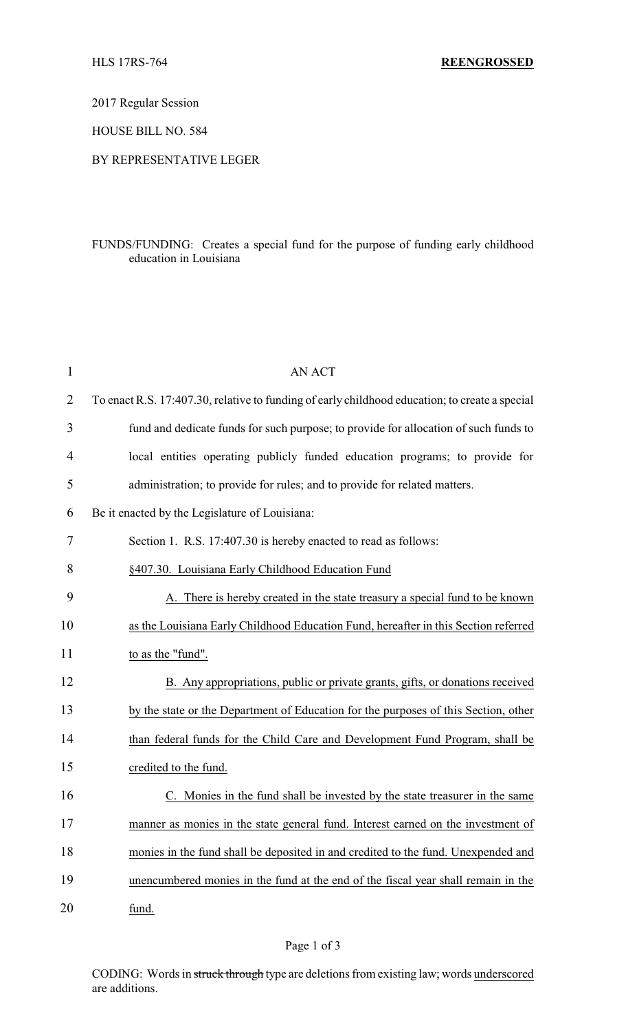HLS 17RS-764 **REENGROSSED**

2017 Regular Session

HOUSE BILL NO. 584

BY REPRESENTATIVE LEGER

FUNDS/FUNDING: Creates a special fund for the purpose of funding early childhood education in Louisiana

AN ACT

To enact R.S. 17:407.30, relative to funding of early childhood education; to create a special fund and dedicate funds for such purpose; to provide for allocation of such funds to local entities operating publicly funded education programs; to provide for administration; to provide for rules; and to provide for related matters.

Be it enacted by the Legislature of Louisiana:

Section 1. R.S. 17:407.30 is hereby enacted to read as follows:

§407.30. Louisiana Early Childhood Education Fund

A. There is hereby created in the state treasury a special fund to be known as the Louisiana Early Childhood Education Fund, hereafter in this Section referred to as the "fund".

B. Any appropriations, public or private grants, gifts, or donations received by the state or the Department of Education for the purposes of this Section, other than federal funds for the Child Care and Development Fund Program, shall be credited to the fund.

C. Monies in the fund shall be invested by the state treasurer in the same manner as monies in the state general fund. Interest earned on the investment of monies in the fund shall be deposited in and credited to the fund. Unexpended and unencumbered monies in the fund at the end of the fiscal year shall remain in the fund.

CODING: Words in ~~struck through~~ type are deletions from existing law; words underscored are additions.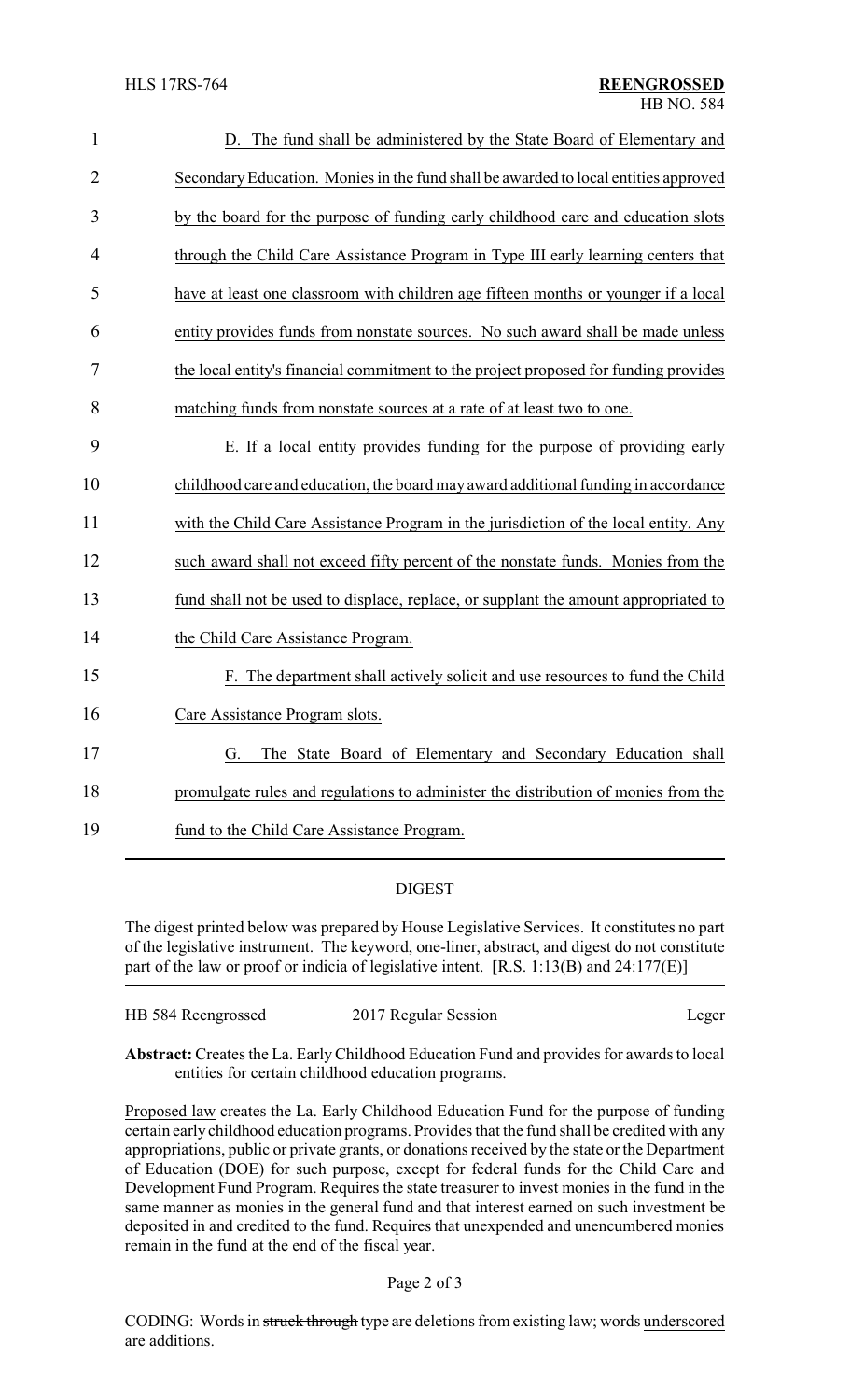D. The fund shall be administered by the State Board of Elementary and Secondary Education. Monies in the fund shall be awarded to local entities approved by the board for the purpose of funding early childhood care and education slots through the Child Care Assistance Program in Type III early learning centers that have at least one classroom with children age fifteen months or younger if a local entity provides funds from nonstate sources. No such award shall be made unless the local entity's financial commitment to the project proposed for funding provides matching funds from nonstate sources at a rate of at least two to one.

E. If a local entity provides funding for the purpose of providing early childhood care and education, the board may award additional funding in accordance with the Child Care Assistance Program in the jurisdiction of the local entity. Any such award shall not exceed fifty percent of the nonstate funds. Monies from the fund shall not be used to displace, replace, or supplant the amount appropriated to the Child Care Assistance Program.

F. The department shall actively solicit and use resources to fund the Child Care Assistance Program slots.

G. The State Board of Elementary and Secondary Education shall promulgate rules and regulations to administer the distribution of monies from the fund to the Child Care Assistance Program.

## DIGEST

The digest printed below was prepared by House Legislative Services. It constitutes no part of the legislative instrument. The keyword, one-liner, abstract, and digest do not constitute part of the law or proof or indicia of legislative intent. [R.S. 1:13(B) and 24:177(E)]

| HB 584 Reengrossed | 2017 Regular Session | Leger |
| --- | --- | --- |

**Abstract:** Creates the La. Early Childhood Education Fund and provides for awards to local entities for certain childhood education programs.

Proposed law creates the La. Early Childhood Education Fund for the purpose of funding certain early childhood education programs. Provides that the fund shall be credited with any appropriations, public or private grants, or donations received by the state or the Department of Education (DOE) for such purpose, except for federal funds for the Child Care and Development Fund Program. Requires the state treasurer to invest monies in the fund in the same manner as monies in the general fund and that interest earned on such investment be deposited in and credited to the fund. Requires that unexpended and unencumbered monies remain in the fund at the end of the fiscal year.

CODING: Words in ~~struck through~~ type are deletions from existing law; words underscored are additions.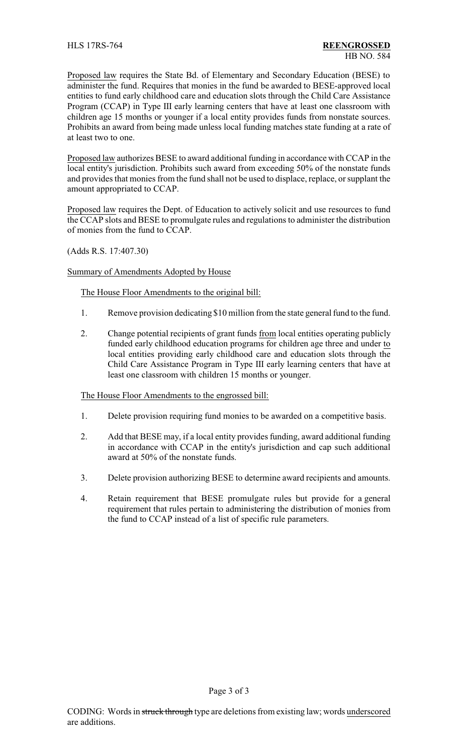Proposed law requires the State Bd. of Elementary and Secondary Education (BESE) to administer the fund. Requires that monies in the fund be awarded to BESE-approved local entities to fund early childhood care and education slots through the Child Care Assistance Program (CCAP) in Type III early learning centers that have at least one classroom with children age 15 months or younger if a local entity provides funds from nonstate sources. Prohibits an award from being made unless local funding matches state funding at a rate of at least two to one.

Proposed law authorizes BESE to award additional funding in accordance with CCAP in the local entity's jurisdiction. Prohibits such award from exceeding 50% of the nonstate funds and provides that monies from the fund shall not be used to displace, replace, or supplant the amount appropriated to CCAP.

Proposed law requires the Dept. of Education to actively solicit and use resources to fund the CCAP slots and BESE to promulgate rules and regulations to administer the distribution of monies from the fund to CCAP.

(Adds R.S. 17:407.30)

Summary of Amendments Adopted by House

The House Floor Amendments to the original bill:

1. Remove provision dedicating $10 million from the state general fund to the fund.

2. Change potential recipients of grant funds from local entities operating publicly funded early childhood education programs for children age three and under to local entities providing early childhood care and education slots through the Child Care Assistance Program in Type III early learning centers that have at least one classroom with children 15 months or younger.

The House Floor Amendments to the engrossed bill:

1. Delete provision requiring fund monies to be awarded on a competitive basis.

2. Add that BESE may, if a local entity provides funding, award additional funding in accordance with CCAP in the entity's jurisdiction and cap such additional award at 50% of the nonstate funds.

3. Delete provision authorizing BESE to determine award recipients and amounts.

4. Retain requirement that BESE promulgate rules but provide for a general requirement that rules pertain to administering the distribution of monies from the fund to CCAP instead of a list of specific rule parameters.